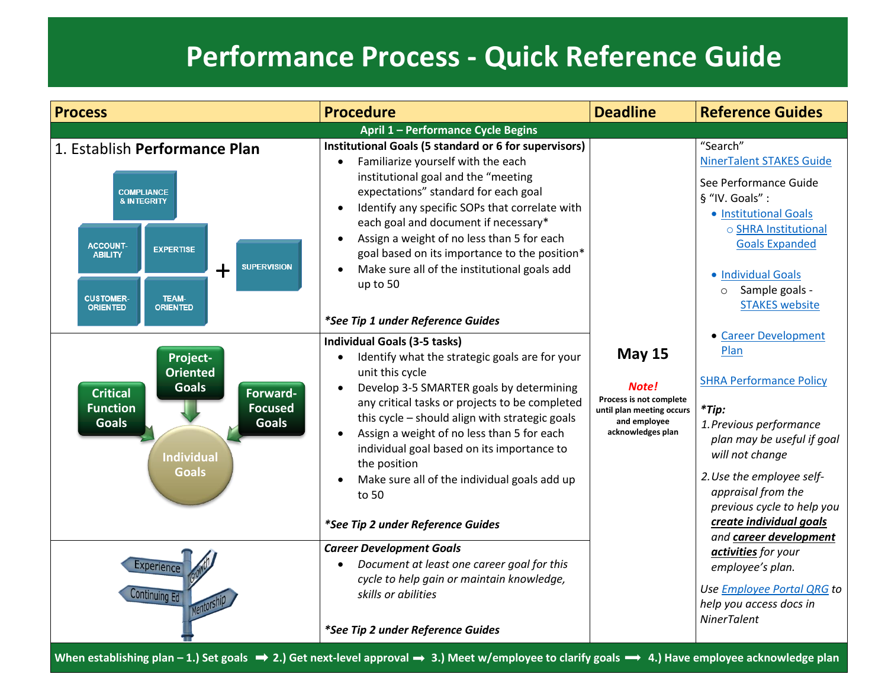# Performance Process - Quick Reference Guide

| Process | Procedure | Deadline | Reference Guides |
|---|---|---|---|
| **April 1 – Performance Cycle Begins** | | | |
| 1. Establish **Performance Plan**<br><br>COMPLIANCE & INTEGRITY<br>ACCOUNT-ABILITY, EXPERTISE, CUSTOMER-ORIENTED, TEAM-ORIENTED + SUPERVISION | **Institutional Goals (5 standard or 6 for supervisors)**<br>• Familiarize yourself with the each institutional goal and the "meeting expectations" standard for each goal<br>• Identify any specific SOPs that correlate with each goal and document if necessary*<br>• Assign a weight of no less than 5 for each goal based on its importance to the position*<br>• Make sure all of the institutional goals add up to 50<br><br>***See Tip 1 under Reference Guides*** | **May 15**<br><br>***Note!***<br>**Process is not complete until plan meeting occurs and employee acknowledges plan** | "Search"<br>NinerTalent STAKES Guide<br><br>See Performance Guide § "IV. Goals" :<br>• Institutional Goals<br>&nbsp;&nbsp;○ SHRA Institutional Goals Expanded<br>• Individual Goals<br>&nbsp;&nbsp;○ Sample goals - STAKES website<br>• Career Development Plan<br><br>SHRA Performance Policy<br><br>***Tip:***<br>*1. Previous performance plan may be useful if goal will not change*<br>*2. Use the employee self-appraisal from the previous cycle to help you **create individual goals** and **career development activities** for your employee's plan.*<br><br>*Use Employee Portal QRG to help you access docs in NinerTalent* |
| Critical Function Goals, Project-Oriented Goals, Forward-Focused Goals → Individual Goals | **Individual Goals (3-5 tasks)**<br>• Identify what the strategic goals are for your unit this cycle<br>• Develop 3-5 SMARTER goals by determining any critical tasks or projects to be completed this cycle – should align with strategic goals<br>• Assign a weight of no less than 5 for each individual goal based on its importance to the position<br>• Make sure all of the individual goals add up to 50<br><br>***See Tip 2 under Reference Guides*** | | |
| Experience, Continuing Ed, Growth, Mentorship | ***Career Development Goals***<br>• *Document at least one career goal for this cycle to help gain or maintain knowledge, skills or abilities*<br><br>***See Tip 2 under Reference Guides*** | | |

**When establishing plan – 1.) Set goals ➡ 2.) Get next-level approval ➡ 3.) Meet w/employee to clarify goals ➡ 4.) Have employee acknowledge plan**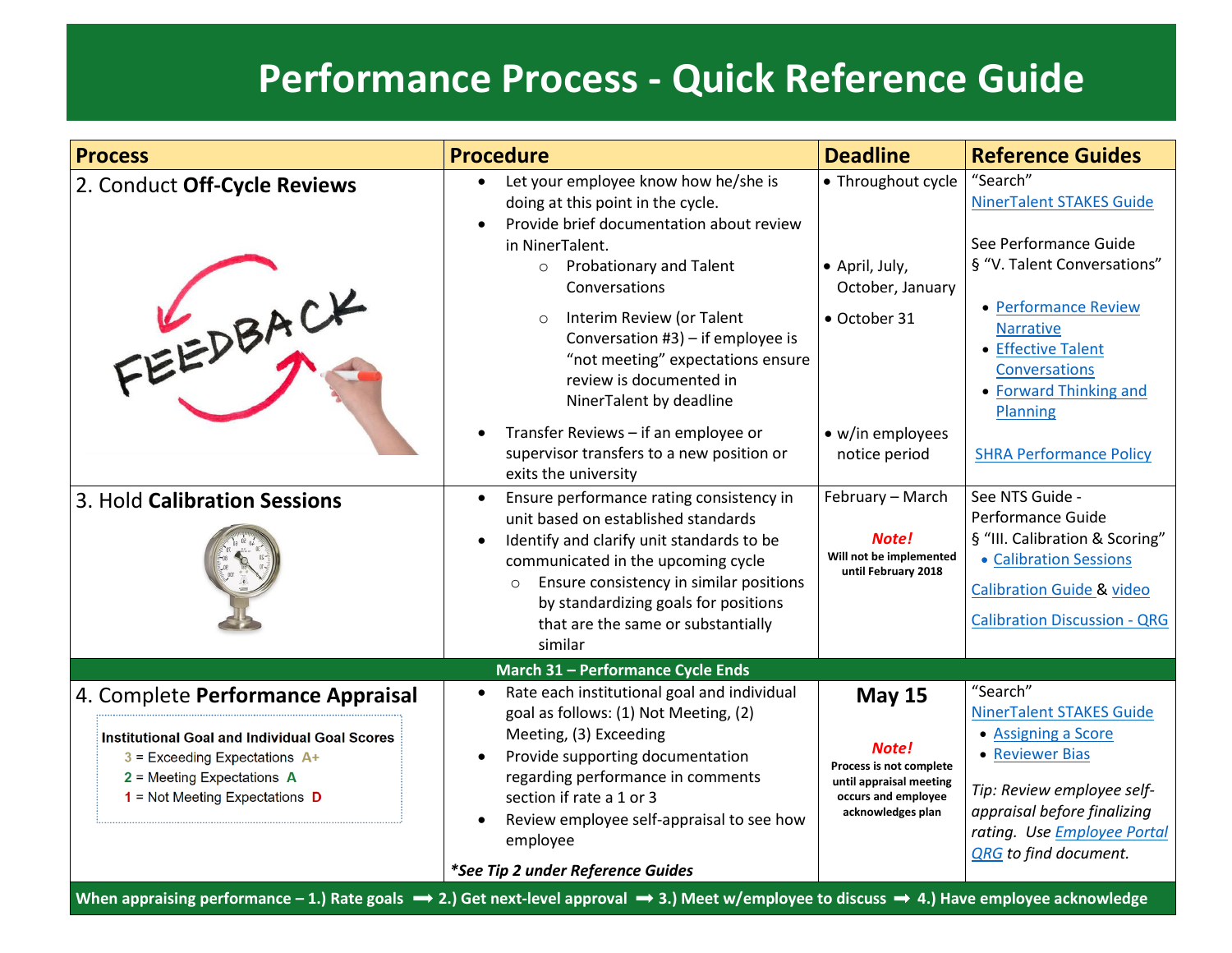# Performance Process - Quick Reference Guide

| Process | Procedure | Deadline | Reference Guides |
|---|---|---|---|
| 2. Conduct **Off-Cycle Reviews** | • Let your employee know how he/she is doing at this point in the cycle.<br>• Provide brief documentation about review in NinerTalent.<br>○ Probationary and Talent Conversations<br>○ Interim Review (or Talent Conversation #3) – if employee is "not meeting" expectations ensure review is documented in NinerTalent by deadline<br>• Transfer Reviews – if an employee or supervisor transfers to a new position or exits the university | • Throughout cycle<br>• April, July, October, January<br>• October 31<br>• w/in employees notice period | "Search" NinerTalent STAKES Guide<br>See Performance Guide § "V. Talent Conversations"<br>• Performance Review Narrative<br>• Effective Talent Conversations<br>• Forward Thinking and Planning<br>SHRA Performance Policy |
| 3. Hold **Calibration Sessions** | • Ensure performance rating consistency in unit based on established standards<br>• Identify and clarify unit standards to be communicated in the upcoming cycle<br>○ Ensure consistency in similar positions by standardizing goals for positions that are the same or substantially similar | February – March<br>***Note!*** **Will not be implemented until February 2018** | See NTS Guide - Performance Guide § "III. Calibration & Scoring"<br>• Calibration Sessions<br>Calibration Guide & video<br>Calibration Discussion - QRG |
| **March 31 – Performance Cycle Ends** | | | |
| 4. Complete **Performance Appraisal**<br>**Institutional Goal and Individual Goal Scores**<br>3 = Exceeding Expectations A+<br>2 = Meeting Expectations A<br>1 = Not Meeting Expectations D | • Rate each institutional goal and individual goal as follows: (1) Not Meeting, (2) Meeting, (3) Exceeding<br>• Provide supporting documentation regarding performance in comments section if rate a 1 or 3<br>• Review employee self-appraisal to see how employee<br>***\*See Tip 2 under Reference Guides*** | **May 15**<br>***Note!*** **Process is not complete until appraisal meeting occurs and employee acknowledges plan** | "Search" NinerTalent STAKES Guide<br>• Assigning a Score<br>• Reviewer Bias<br>*Tip: Review employee self-appraisal before finalizing rating. Use Employee Portal QRG to find document.* |

**When appraising performance – 1.) Rate goals ➡ 2.) Get next-level approval ➡ 3.) Meet w/employee to discuss ➡ 4.) Have employee acknowledge**